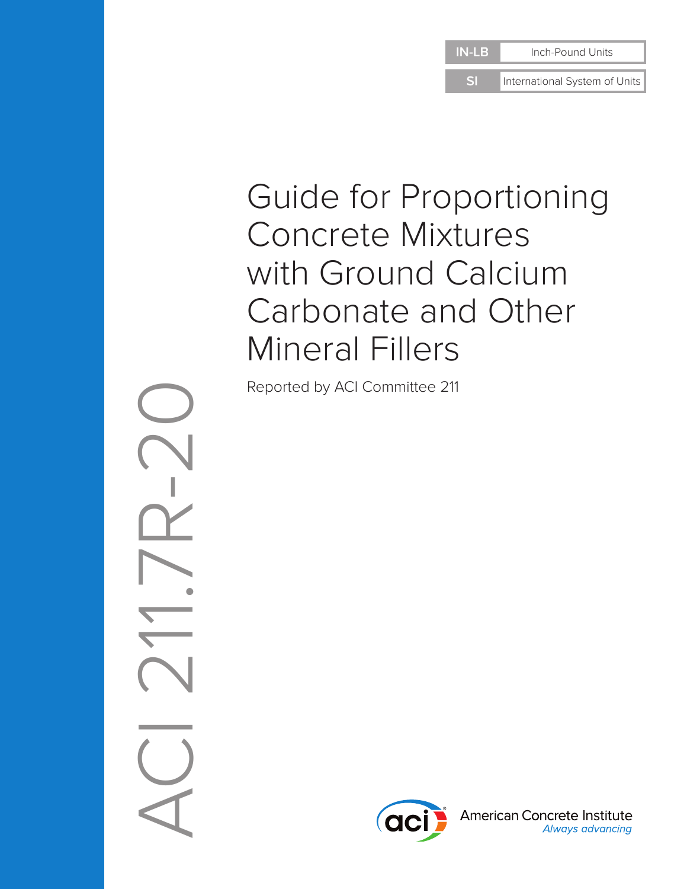| IN-LB | Inch-Pound Units |
|---|---|
| SI | International System of Units |

# Guide for Proportioning Concrete Mixtures with Ground Calcium Carbonate and Other Mineral Fillers

Reported by ACI Committee 211

ACI 211.7R-20

American Concrete Institute

*Always advancing*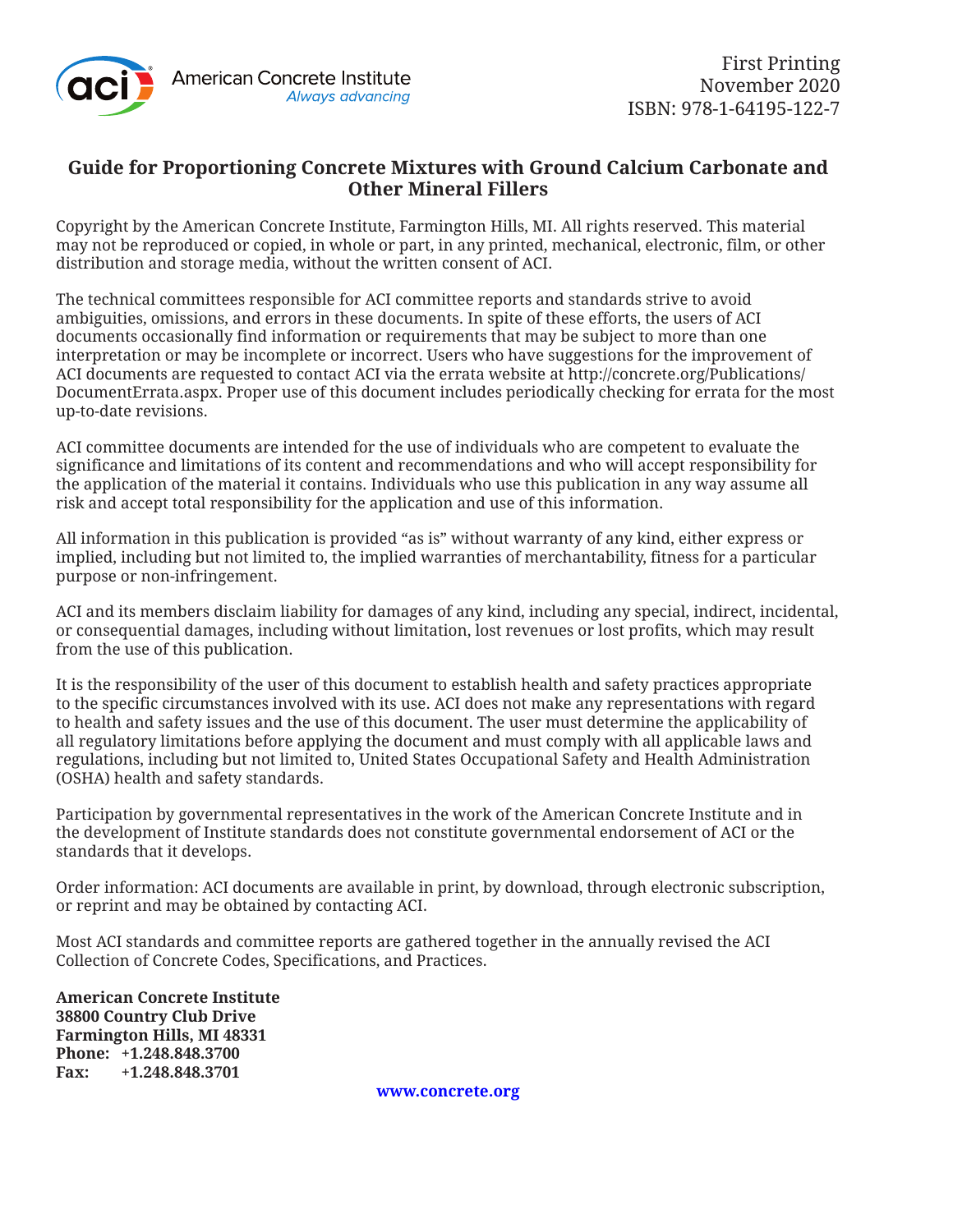American Concrete Institute
*Always advancing*

First Printing
November 2020
ISBN: 978-1-64195-122-7

## Guide for Proportioning Concrete Mixtures with Ground Calcium Carbonate and Other Mineral Fillers

Copyright by the American Concrete Institute, Farmington Hills, MI. All rights reserved. This material may not be reproduced or copied, in whole or part, in any printed, mechanical, electronic, film, or other distribution and storage media, without the written consent of ACI.

The technical committees responsible for ACI committee reports and standards strive to avoid ambiguities, omissions, and errors in these documents. In spite of these efforts, the users of ACI documents occasionally find information or requirements that may be subject to more than one interpretation or may be incomplete or incorrect. Users who have suggestions for the improvement of ACI documents are requested to contact ACI via the errata website at http://concrete.org/Publications/DocumentErrata.aspx. Proper use of this document includes periodically checking for errata for the most up-to-date revisions.

ACI committee documents are intended for the use of individuals who are competent to evaluate the significance and limitations of its content and recommendations and who will accept responsibility for the application of the material it contains. Individuals who use this publication in any way assume all risk and accept total responsibility for the application and use of this information.

All information in this publication is provided "as is" without warranty of any kind, either express or implied, including but not limited to, the implied warranties of merchantability, fitness for a particular purpose or non-infringement.

ACI and its members disclaim liability for damages of any kind, including any special, indirect, incidental, or consequential damages, including without limitation, lost revenues or lost profits, which may result from the use of this publication.

It is the responsibility of the user of this document to establish health and safety practices appropriate to the specific circumstances involved with its use. ACI does not make any representations with regard to health and safety issues and the use of this document. The user must determine the applicability of all regulatory limitations before applying the document and must comply with all applicable laws and regulations, including but not limited to, United States Occupational Safety and Health Administration (OSHA) health and safety standards.

Participation by governmental representatives in the work of the American Concrete Institute and in the development of Institute standards does not constitute governmental endorsement of ACI or the standards that it develops.

Order information: ACI documents are available in print, by download, through electronic subscription, or reprint and may be obtained by contacting ACI.

Most ACI standards and committee reports are gathered together in the annually revised the ACI Collection of Concrete Codes, Specifications, and Practices.

**American Concrete Institute**
**38800 Country Club Drive**
**Farmington Hills, MI 48331**
**Phone: +1.248.848.3700**
**Fax: +1.248.848.3701**

**www.concrete.org**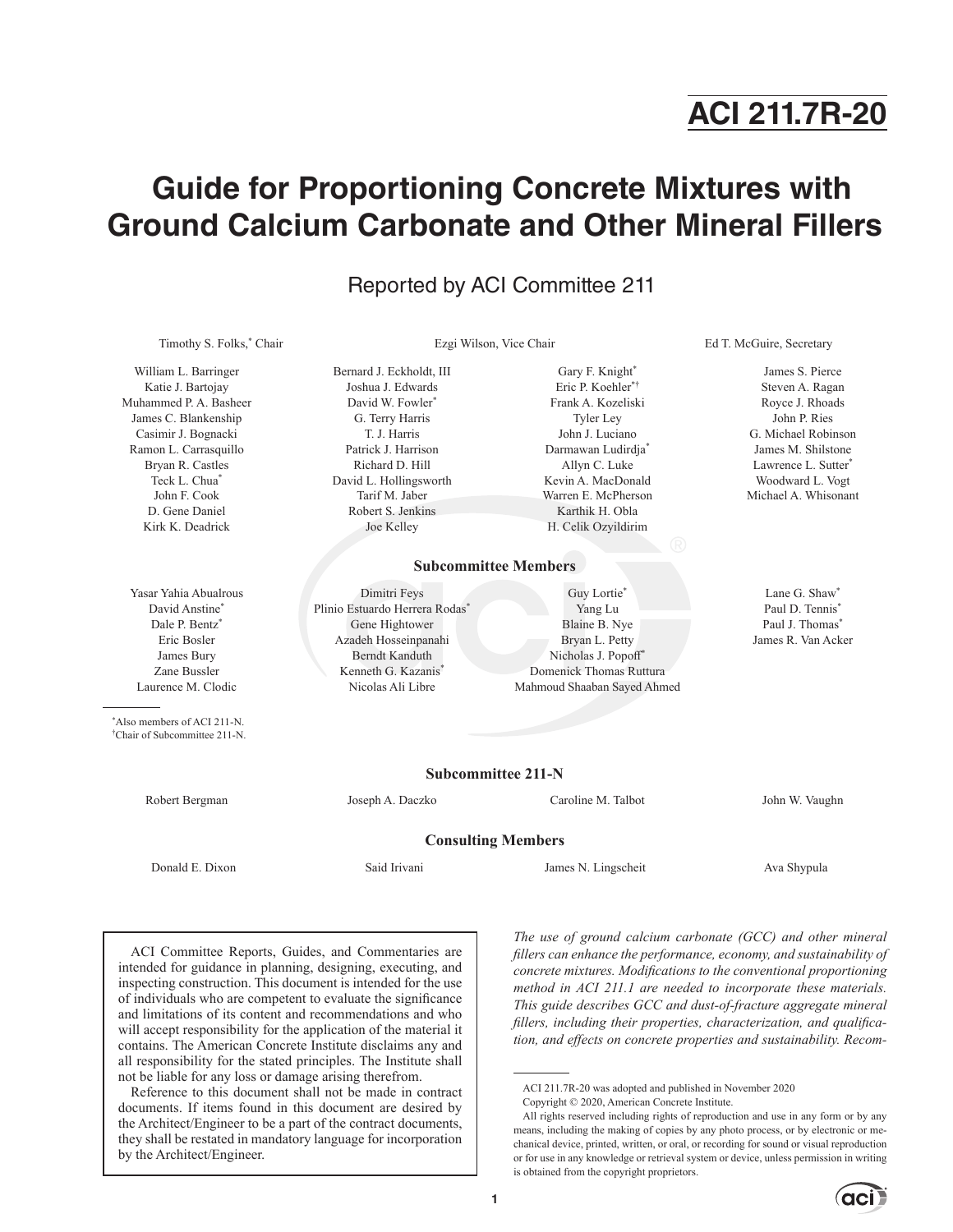# ACI 211.7R-20

# Guide for Proportioning Concrete Mixtures with Ground Calcium Carbonate and Other Mineral Fillers

## Reported by ACI Committee 211

Timothy S. Folks,* Chair | Ezgi Wilson, Vice Chair | Ed T. McGuire, Secretary

| | | | |
|---|---|---|---|
| William L. Barringer | Bernard J. Eckholdt, III | Gary F. Knight* | James S. Pierce |
| Katie J. Bartojay | Joshua J. Edwards | Eric P. Koehler*† | Steven A. Ragan |
| Muhammed P. A. Basheer | David W. Fowler* | Frank A. Kozeliski | Royce J. Rhoads |
| James C. Blankenship | G. Terry Harris | Tyler Ley | John P. Ries |
| Casimir J. Bognacki | T. J. Harris | John J. Luciano | G. Michael Robinson |
| Ramon L. Carrasquillo | Patrick J. Harrison | Darmawan Ludirdja* | James M. Shilstone |
| Bryan R. Castles | Richard D. Hill | Allyn C. Luke | Lawrence L. Sutter* |
| Teck L. Chua* | David L. Hollingsworth | Kevin A. MacDonald | Woodward L. Vogt |
| John F. Cook | Tarif M. Jaber | Warren E. McPherson | Michael A. Whisonant |
| D. Gene Daniel | Robert S. Jenkins | Karthik H. Obla | |
| Kirk K. Deadrick | Joe Kelley | H. Celik Ozyildirim | |

### Subcommittee Members

| | | | |
|---|---|---|---|
| Yasar Yahia Abualrous | Dimitri Feys | Guy Lortie* | Lane G. Shaw* |
| David Anstine* | Plinio Estuardo Herrera Rodas* | Yang Lu | Paul D. Tennis* |
| Dale P. Bentz* | Gene Hightower | Blaine B. Nye | Paul J. Thomas* |
| Eric Bosler | Azadeh Hosseinpanahi | Bryan L. Petty | James R. Van Acker |
| James Bury | Berndt Kanduth | Nicholas J. Popoff* | |
| Zane Bussler | Kenneth G. Kazanis* | Domenick Thomas Ruttura | |
| Laurence M. Clodic | Nicolas Ali Libre | Mahmoud Shaaban Sayed Ahmed | |

*Also members of ACI 211-N.
†Chair of Subcommittee 211-N.

### Subcommittee 211-N

Robert Bergman | Joseph A. Daczko | Caroline M. Talbot | John W. Vaughn

### Consulting Members

Donald E. Dixon | Said Irivani | James N. Lingscheit | Ava Shypula

ACI Committee Reports, Guides, and Commentaries are intended for guidance in planning, designing, executing, and inspecting construction. This document is intended for the use of individuals who are competent to evaluate the significance and limitations of its content and recommendations and who will accept responsibility for the application of the material it contains. The American Concrete Institute disclaims any and all responsibility for the stated principles. The Institute shall not be liable for any loss or damage arising therefrom.

Reference to this document shall not be made in contract documents. If items found in this document are desired by the Architect/Engineer to be a part of the contract documents, they shall be restated in mandatory language for incorporation by the Architect/Engineer.

*The use of ground calcium carbonate (GCC) and other mineral fillers can enhance the performance, economy, and sustainability of concrete mixtures. Modifications to the conventional proportioning method in ACI 211.1 are needed to incorporate these materials. This guide describes GCC and dust-of-fracture aggregate mineral fillers, including their properties, characterization, and qualification, and effects on concrete properties and sustainability. Recom-*

ACI 211.7R-20 was adopted and published in November 2020

Copyright © 2020, American Concrete Institute.

All rights reserved including rights of reproduction and use in any form or by any means, including the making of copies by any photo process, or by electronic or mechanical device, printed, written, or oral, or recording for sound or visual reproduction or for use in any knowledge or retrieval system or device, unless permission in writing is obtained from the copyright proprietors.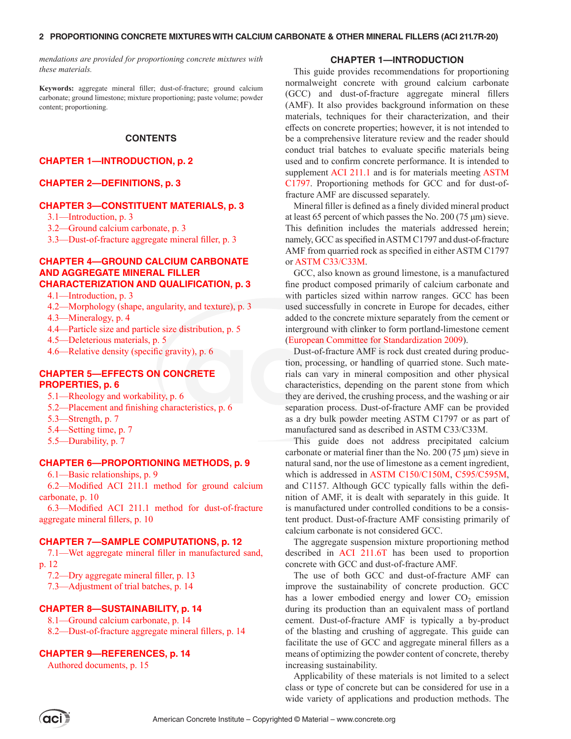*mendations are provided for proportioning concrete mixtures with these materials.*

**Keywords:** aggregate mineral filler; dust-of-fracture; ground calcium carbonate; ground limestone; mixture proportioning; paste volume; powder content; proportioning.

## CONTENTS

**CHAPTER 1—INTRODUCTION, p. 2**

**CHAPTER 2—DEFINITIONS, p. 3**

**CHAPTER 3—CONSTITUENT MATERIALS, p. 3**

3.1—Introduction, p. 3
3.2—Ground calcium carbonate, p. 3
3.3—Dust-of-fracture aggregate mineral filler, p. 3

**CHAPTER 4—GROUND CALCIUM CARBONATE AND AGGREGATE MINERAL FILLER CHARACTERIZATION AND QUALIFICATION, p. 3**

4.1—Introduction, p. 3
4.2—Morphology (shape, angularity, and texture), p. 3
4.3—Mineralogy, p. 4
4.4—Particle size and particle size distribution, p. 5
4.5—Deleterious materials, p. 5
4.6—Relative density (specific gravity), p. 6

**CHAPTER 5—EFFECTS ON CONCRETE PROPERTIES, p. 6**

5.1—Rheology and workability, p. 6
5.2—Placement and finishing characteristics, p. 6
5.3—Strength, p. 7
5.4—Setting time, p. 7
5.5—Durability, p. 7

**CHAPTER 6—PROPORTIONING METHODS, p. 9**

6.1—Basic relationships, p. 9
6.2—Modified ACI 211.1 method for ground calcium carbonate, p. 10
6.3—Modified ACI 211.1 method for dust-of-fracture aggregate mineral fillers, p. 10

**CHAPTER 7—SAMPLE COMPUTATIONS, p. 12**

7.1—Wet aggregate mineral filler in manufactured sand, p. 12
7.2—Dry aggregate mineral filler, p. 13
7.3—Adjustment of trial batches, p. 14

**CHAPTER 8—SUSTAINABILITY, p. 14**

8.1—Ground calcium carbonate, p. 14
8.2—Dust-of-fracture aggregate mineral fillers, p. 14

**CHAPTER 9—REFERENCES, p. 14**

Authored documents, p. 15

## CHAPTER 1—INTRODUCTION

This guide provides recommendations for proportioning normalweight concrete with ground calcium carbonate (GCC) and dust-of-fracture aggregate mineral fillers (AMF). It also provides background information on these materials, techniques for their characterization, and their effects on concrete properties; however, it is not intended to be a comprehensive literature review and the reader should conduct trial batches to evaluate specific materials being used and to confirm concrete performance. It is intended to supplement ACI 211.1 and is for materials meeting ASTM C1797. Proportioning methods for GCC and for dust-of-fracture AMF are discussed separately.

Mineral filler is defined as a finely divided mineral product at least 65 percent of which passes the No. 200 (75 μm) sieve. This definition includes the materials addressed herein; namely, GCC as specified in ASTM C1797 and dust-of-fracture AMF from quarried rock as specified in either ASTM C1797 or ASTM C33/C33M.

GCC, also known as ground limestone, is a manufactured fine product composed primarily of calcium carbonate and with particles sized within narrow ranges. GCC has been used successfully in concrete in Europe for decades, either added to the concrete mixture separately from the cement or interground with clinker to form portland-limestone cement (European Committee for Standardization 2009).

Dust-of-fracture AMF is rock dust created during production, processing, or handling of quarried stone. Such materials can vary in mineral composition and other physical characteristics, depending on the parent stone from which they are derived, the crushing process, and the washing or air separation process. Dust-of-fracture AMF can be provided as a dry bulk powder meeting ASTM C1797 or as part of manufactured sand as described in ASTM C33/C33M.

This guide does not address precipitated calcium carbonate or material finer than the No. 200 (75 μm) sieve in natural sand, nor the use of limestone as a cement ingredient, which is addressed in ASTM C150/C150M, C595/C595M, and C1157. Although GCC typically falls within the definition of AMF, it is dealt with separately in this guide. It is manufactured under controlled conditions to be a consistent product. Dust-of-fracture AMF consisting primarily of calcium carbonate is not considered GCC.

The aggregate suspension mixture proportioning method described in ACI 211.6T has been used to proportion concrete with GCC and dust-of-fracture AMF.

The use of both GCC and dust-of-fracture AMF can improve the sustainability of concrete production. GCC has a lower embodied energy and lower $CO_2$ emission during its production than an equivalent mass of portland cement. Dust-of-fracture AMF is typically a by-product of the blasting and crushing of aggregate. This guide can facilitate the use of GCC and aggregate mineral fillers as a means of optimizing the powder content of concrete, thereby increasing sustainability.

Applicability of these materials is not limited to a select class or type of concrete but can be considered for use in a wide variety of applications and production methods. The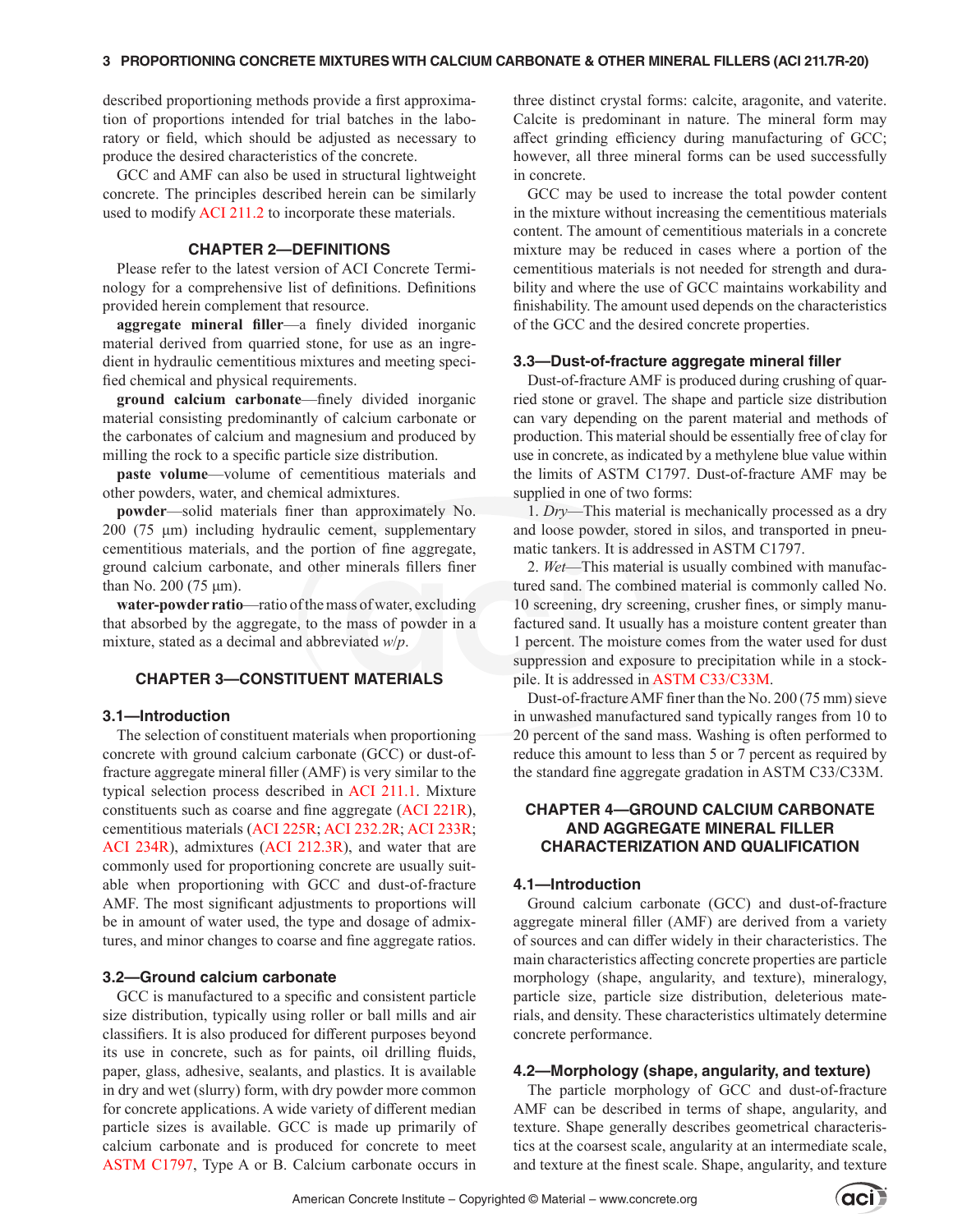described proportioning methods provide a first approximation of proportions intended for trial batches in the laboratory or field, which should be adjusted as necessary to produce the desired characteristics of the concrete.

GCC and AMF can also be used in structural lightweight concrete. The principles described herein can be similarly used to modify ACI 211.2 to incorporate these materials.

## CHAPTER 2—DEFINITIONS

Please refer to the latest version of ACI Concrete Terminology for a comprehensive list of definitions. Definitions provided herein complement that resource.

**aggregate mineral filler**—a finely divided inorganic material derived from quarried stone, for use as an ingredient in hydraulic cementitious mixtures and meeting specified chemical and physical requirements.

**ground calcium carbonate**—finely divided inorganic material consisting predominantly of calcium carbonate or the carbonates of calcium and magnesium and produced by milling the rock to a specific particle size distribution.

**paste volume**—volume of cementitious materials and other powders, water, and chemical admixtures.

**powder**—solid materials finer than approximately No. 200 (75 μm) including hydraulic cement, supplementary cementitious materials, and the portion of fine aggregate, ground calcium carbonate, and other minerals fillers finer than No. 200 (75 μm).

**water-powder ratio**—ratio of the mass of water, excluding that absorbed by the aggregate, to the mass of powder in a mixture, stated as a decimal and abbreviated *w/p*.

## CHAPTER 3—CONSTITUENT MATERIALS

### 3.1—Introduction

The selection of constituent materials when proportioning concrete with ground calcium carbonate (GCC) or dust-of-fracture aggregate mineral filler (AMF) is very similar to the typical selection process described in ACI 211.1. Mixture constituents such as coarse and fine aggregate (ACI 221R), cementitious materials (ACI 225R; ACI 232.2R; ACI 233R; ACI 234R), admixtures (ACI 212.3R), and water that are commonly used for proportioning concrete are usually suitable when proportioning with GCC and dust-of-fracture AMF. The most significant adjustments to proportions will be in amount of water used, the type and dosage of admixtures, and minor changes to coarse and fine aggregate ratios.

### 3.2—Ground calcium carbonate

GCC is manufactured to a specific and consistent particle size distribution, typically using roller or ball mills and air classifiers. It is also produced for different purposes beyond its use in concrete, such as for paints, oil drilling fluids, paper, glass, adhesive, sealants, and plastics. It is available in dry and wet (slurry) form, with dry powder more common for concrete applications. A wide variety of different median particle sizes is available. GCC is made up primarily of calcium carbonate and is produced for concrete to meet ASTM C1797, Type A or B. Calcium carbonate occurs in three distinct crystal forms: calcite, aragonite, and vaterite. Calcite is predominant in nature. The mineral form may affect grinding efficiency during manufacturing of GCC; however, all three mineral forms can be used successfully in concrete.

GCC may be used to increase the total powder content in the mixture without increasing the cementitious materials content. The amount of cementitious materials in a concrete mixture may be reduced in cases where a portion of the cementitious materials is not needed for strength and durability and where the use of GCC maintains workability and finishability. The amount used depends on the characteristics of the GCC and the desired concrete properties.

### 3.3—Dust-of-fracture aggregate mineral filler

Dust-of-fracture AMF is produced during crushing of quarried stone or gravel. The shape and particle size distribution can vary depending on the parent material and methods of production. This material should be essentially free of clay for use in concrete, as indicated by a methylene blue value within the limits of ASTM C1797. Dust-of-fracture AMF may be supplied in one of two forms:

1. *Dry*—This material is mechanically processed as a dry and loose powder, stored in silos, and transported in pneumatic tankers. It is addressed in ASTM C1797.

2. *Wet*—This material is usually combined with manufactured sand. The combined material is commonly called No. 10 screening, dry screening, crusher fines, or simply manufactured sand. It usually has a moisture content greater than 1 percent. The moisture comes from the water used for dust suppression and exposure to precipitation while in a stockpile. It is addressed in ASTM C33/C33M.

Dust-of-fracture AMF finer than the No. 200 (75 mm) sieve in unwashed manufactured sand typically ranges from 10 to 20 percent of the sand mass. Washing is often performed to reduce this amount to less than 5 or 7 percent as required by the standard fine aggregate gradation in ASTM C33/C33M.

## CHAPTER 4—GROUND CALCIUM CARBONATE AND AGGREGATE MINERAL FILLER CHARACTERIZATION AND QUALIFICATION

### 4.1—Introduction

Ground calcium carbonate (GCC) and dust-of-fracture aggregate mineral filler (AMF) are derived from a variety of sources and can differ widely in their characteristics. The main characteristics affecting concrete properties are particle morphology (shape, angularity, and texture), mineralogy, particle size, particle size distribution, deleterious materials, and density. These characteristics ultimately determine concrete performance.

### 4.2—Morphology (shape, angularity, and texture)

The particle morphology of GCC and dust-of-fracture AMF can be described in terms of shape, angularity, and texture. Shape generally describes geometrical characteristics at the coarsest scale, angularity at an intermediate scale, and texture at the finest scale. Shape, angularity, and texture